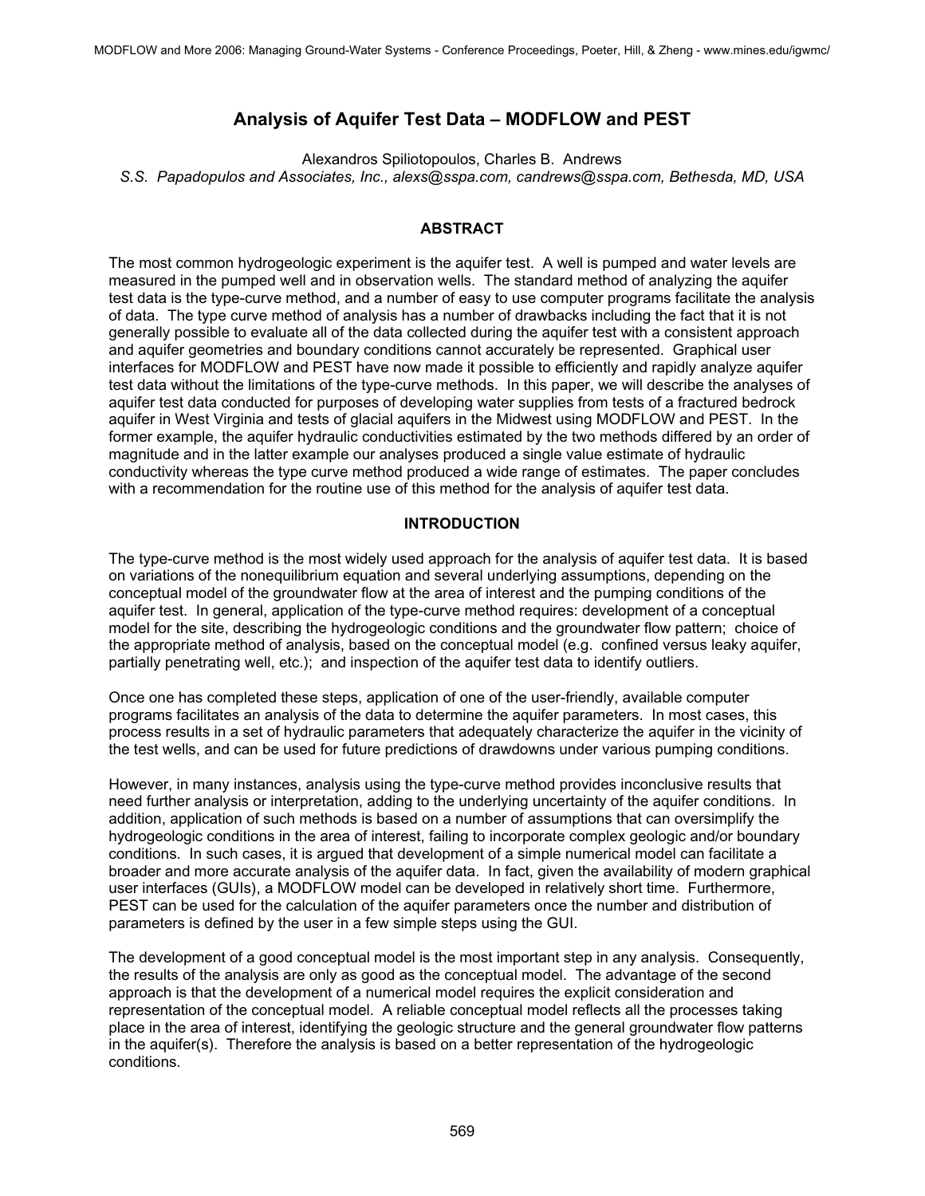# Analysis of Aquifer Test Data – MODFLOW and PEST

Alexandros Spiliotopoulos, Charles B. Andrews

*S.S. Papadopulos and Associates, Inc., alexs@sspa.com, candrews@sspa.com, Bethesda, MD, USA*

## ABSTRACT

The most common hydrogeologic experiment is the aquifer test. A well is pumped and water levels are measured in the pumped well and in observation wells. The standard method of analyzing the aquifer test data is the type-curve method, and a number of easy to use computer programs facilitate the analysis of data. The type curve method of analysis has a number of drawbacks including the fact that it is not generally possible to evaluate all of the data collected during the aquifer test with a consistent approach and aquifer geometries and boundary conditions cannot accurately be represented. Graphical user interfaces for MODFLOW and PEST have now made it possible to efficiently and rapidly analyze aquifer test data without the limitations of the type-curve methods. In this paper, we will describe the analyses of aquifer test data conducted for purposes of developing water supplies from tests of a fractured bedrock aquifer in West Virginia and tests of glacial aquifers in the Midwest using MODFLOW and PEST. In the former example, the aquifer hydraulic conductivities estimated by the two methods differed by an order of magnitude and in the latter example our analyses produced a single value estimate of hydraulic conductivity whereas the type curve method produced a wide range of estimates. The paper concludes with a recommendation for the routine use of this method for the analysis of aquifer test data.

## INTRODUCTION

The type-curve method is the most widely used approach for the analysis of aquifer test data. It is based on variations of the nonequilibrium equation and several underlying assumptions, depending on the conceptual model of the groundwater flow at the area of interest and the pumping conditions of the aquifer test. In general, application of the type-curve method requires: development of a conceptual model for the site, describing the hydrogeologic conditions and the groundwater flow pattern; choice of the appropriate method of analysis, based on the conceptual model (e.g. confined versus leaky aquifer, partially penetrating well, etc.); and inspection of the aquifer test data to identify outliers.

Once one has completed these steps, application of one of the user-friendly, available computer programs facilitates an analysis of the data to determine the aquifer parameters. In most cases, this process results in a set of hydraulic parameters that adequately characterize the aquifer in the vicinity of the test wells, and can be used for future predictions of drawdowns under various pumping conditions.

However, in many instances, analysis using the type-curve method provides inconclusive results that need further analysis or interpretation, adding to the underlying uncertainty of the aquifer conditions. In addition, application of such methods is based on a number of assumptions that can oversimplify the hydrogeologic conditions in the area of interest, failing to incorporate complex geologic and/or boundary conditions. In such cases, it is argued that development of a simple numerical model can facilitate a broader and more accurate analysis of the aquifer data. In fact, given the availability of modern graphical user interfaces (GUIs), a MODFLOW model can be developed in relatively short time. Furthermore, PEST can be used for the calculation of the aquifer parameters once the number and distribution of parameters is defined by the user in a few simple steps using the GUI.

The development of a good conceptual model is the most important step in any analysis. Consequently, the results of the analysis are only as good as the conceptual model. The advantage of the second approach is that the development of a numerical model requires the explicit consideration and representation of the conceptual model. A reliable conceptual model reflects all the processes taking place in the area of interest, identifying the geologic structure and the general groundwater flow patterns in the aquifer(s). Therefore the analysis is based on a better representation of the hydrogeologic conditions.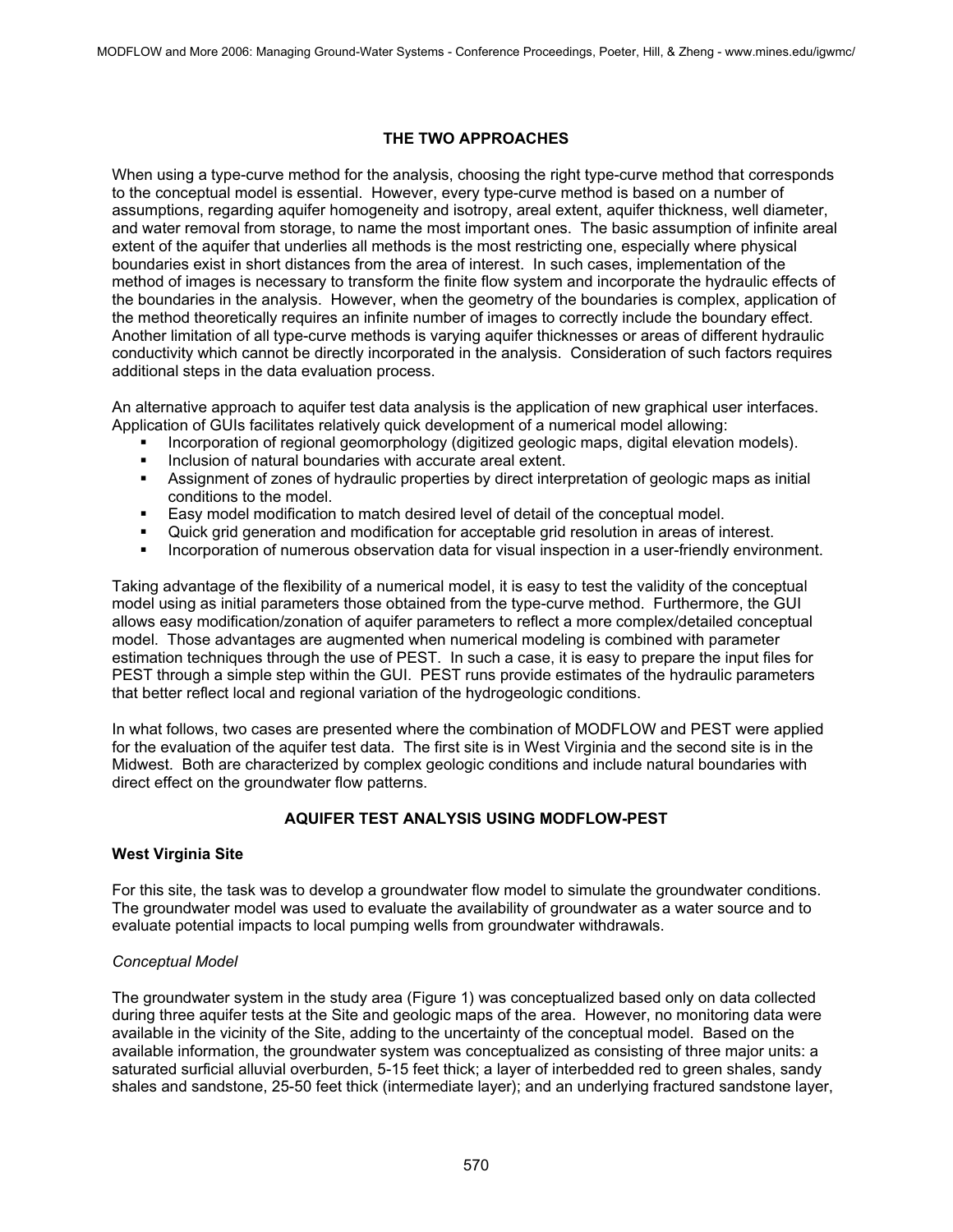## THE TWO APPROACHES

When using a type-curve method for the analysis, choosing the right type-curve method that corresponds to the conceptual model is essential. However, every type-curve method is based on a number of assumptions, regarding aquifer homogeneity and isotropy, areal extent, aquifer thickness, well diameter, and water removal from storage, to name the most important ones. The basic assumption of infinite areal extent of the aquifer that underlies all methods is the most restricting one, especially where physical boundaries exist in short distances from the area of interest. In such cases, implementation of the method of images is necessary to transform the finite flow system and incorporate the hydraulic effects of the boundaries in the analysis. However, when the geometry of the boundaries is complex, application of the method theoretically requires an infinite number of images to correctly include the boundary effect. Another limitation of all type-curve methods is varying aquifer thicknesses or areas of different hydraulic conductivity which cannot be directly incorporated in the analysis. Consideration of such factors requires additional steps in the data evaluation process.

An alternative approach to aquifer test data analysis is the application of new graphical user interfaces. Application of GUIs facilitates relatively quick development of a numerical model allowing:

- Incorporation of regional geomorphology (digitized geologic maps, digital elevation models).
- Inclusion of natural boundaries with accurate areal extent.
- Assignment of zones of hydraulic properties by direct interpretation of geologic maps as initial conditions to the model.
- Easy model modification to match desired level of detail of the conceptual model.
- Quick grid generation and modification for acceptable grid resolution in areas of interest.
- Incorporation of numerous observation data for visual inspection in a user-friendly environment.

Taking advantage of the flexibility of a numerical model, it is easy to test the validity of the conceptual model using as initial parameters those obtained from the type-curve method. Furthermore, the GUI allows easy modification/zonation of aquifer parameters to reflect a more complex/detailed conceptual model. Those advantages are augmented when numerical modeling is combined with parameter estimation techniques through the use of PEST. In such a case, it is easy to prepare the input files for PEST through a simple step within the GUI. PEST runs provide estimates of the hydraulic parameters that better reflect local and regional variation of the hydrogeologic conditions.

In what follows, two cases are presented where the combination of MODFLOW and PEST were applied for the evaluation of the aquifer test data. The first site is in West Virginia and the second site is in the Midwest. Both are characterized by complex geologic conditions and include natural boundaries with direct effect on the groundwater flow patterns.

## AQUIFER TEST ANALYSIS USING MODFLOW-PEST

### West Virginia Site

For this site, the task was to develop a groundwater flow model to simulate the groundwater conditions. The groundwater model was used to evaluate the availability of groundwater as a water source and to evaluate potential impacts to local pumping wells from groundwater withdrawals.

*Conceptual Model*

The groundwater system in the study area (Figure 1) was conceptualized based only on data collected during three aquifer tests at the Site and geologic maps of the area. However, no monitoring data were available in the vicinity of the Site, adding to the uncertainty of the conceptual model. Based on the available information, the groundwater system was conceptualized as consisting of three major units: a saturated surficial alluvial overburden, 5-15 feet thick; a layer of interbedded red to green shales, sandy shales and sandstone, 25-50 feet thick (intermediate layer); and an underlying fractured sandstone layer,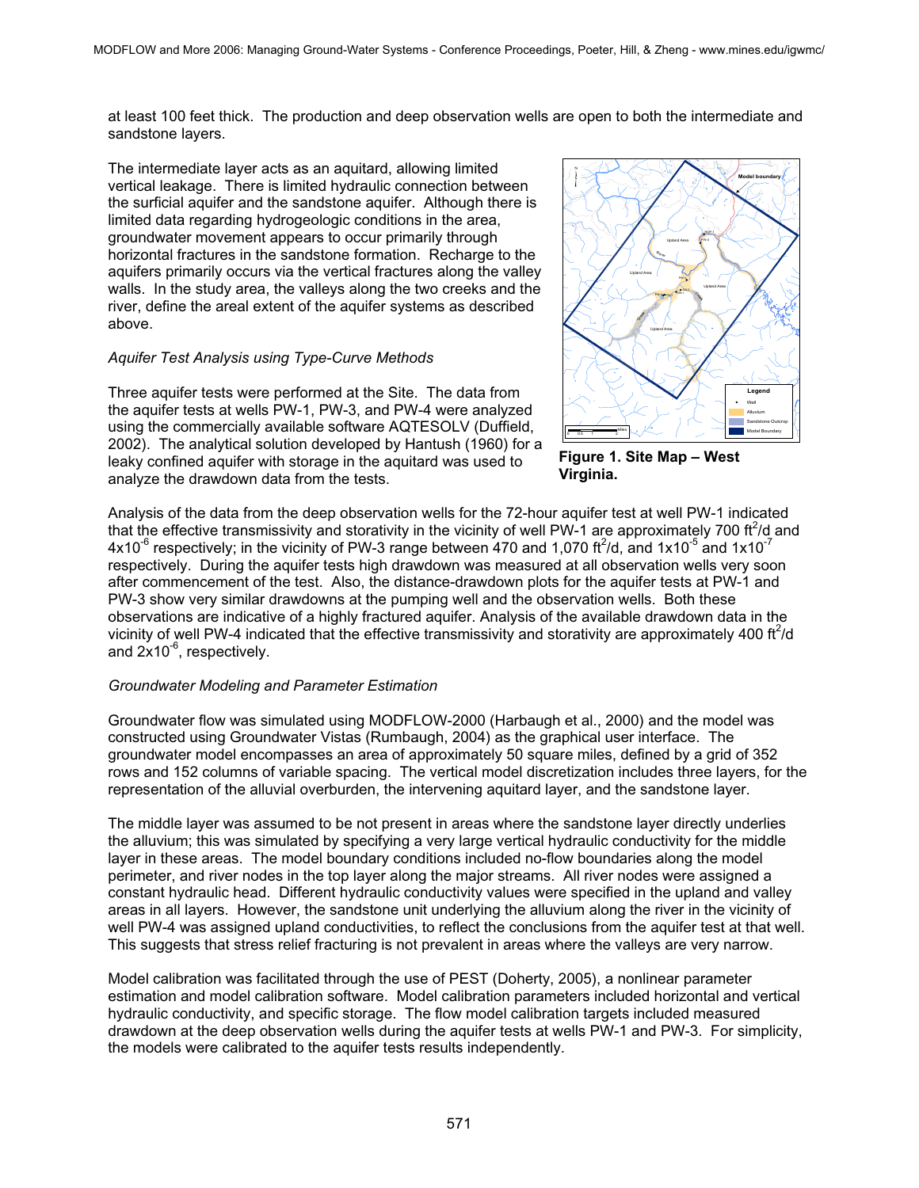at least 100 feet thick. The production and deep observation wells are open to both the intermediate and sandstone layers.

The intermediate layer acts as an aquitard, allowing limited vertical leakage. There is limited hydraulic connection between the surficial aquifer and the sandstone aquifer. Although there is limited data regarding hydrogeologic conditions in the area, groundwater movement appears to occur primarily through horizontal fractures in the sandstone formation. Recharge to the aquifers primarily occurs via the vertical fractures along the valley walls. In the study area, the valleys along the two creeks and the river, define the areal extent of the aquifer systems as described above.

**Figure 1. Site Map – West Virginia.**

*Aquifer Test Analysis using Type-Curve Methods*

Three aquifer tests were performed at the Site. The data from the aquifer tests at wells PW-1, PW-3, and PW-4 were analyzed using the commercially available software AQTESOLV (Duffield, 2002). The analytical solution developed by Hantush (1960) for a leaky confined aquifer with storage in the aquitard was used to analyze the drawdown data from the tests.

Analysis of the data from the deep observation wells for the 72-hour aquifer test at well PW-1 indicated that the effective transmissivity and storativity in the vicinity of well PW-1 are approximately 700 $ft^2/d$ and $4 \times 10^{-6}$ respectively; in the vicinity of PW-3 range between 470 and 1,070 $ft^2/d$, and $1 \times 10^{-5}$ and $1 \times 10^{-7}$ respectively. During the aquifer tests high drawdown was measured at all observation wells very soon after commencement of the test. Also, the distance-drawdown plots for the aquifer tests at PW-1 and PW-3 show very similar drawdowns at the pumping well and the observation wells. Both these observations are indicative of a highly fractured aquifer. Analysis of the available drawdown data in the vicinity of well PW-4 indicated that the effective transmissivity and storativity are approximately 400 $ft^2/d$ and $2 \times 10^{-6}$, respectively.

*Groundwater Modeling and Parameter Estimation*

Groundwater flow was simulated using MODFLOW-2000 (Harbaugh et al., 2000) and the model was constructed using Groundwater Vistas (Rumbaugh, 2004) as the graphical user interface. The groundwater model encompasses an area of approximately 50 square miles, defined by a grid of 352 rows and 152 columns of variable spacing. The vertical model discretization includes three layers, for the representation of the alluvial overburden, the intervening aquitard layer, and the sandstone layer.

The middle layer was assumed to be not present in areas where the sandstone layer directly underlies the alluvium; this was simulated by specifying a very large vertical hydraulic conductivity for the middle layer in these areas. The model boundary conditions included no-flow boundaries along the model perimeter, and river nodes in the top layer along the major streams. All river nodes were assigned a constant hydraulic head. Different hydraulic conductivity values were specified in the upland and valley areas in all layers. However, the sandstone unit underlying the alluvium along the river in the vicinity of well PW-4 was assigned upland conductivities, to reflect the conclusions from the aquifer test at that well. This suggests that stress relief fracturing is not prevalent in areas where the valleys are very narrow.

Model calibration was facilitated through the use of PEST (Doherty, 2005), a nonlinear parameter estimation and model calibration software. Model calibration parameters included horizontal and vertical hydraulic conductivity, and specific storage. The flow model calibration targets included measured drawdown at the deep observation wells during the aquifer tests at wells PW-1 and PW-3. For simplicity, the models were calibrated to the aquifer tests results independently.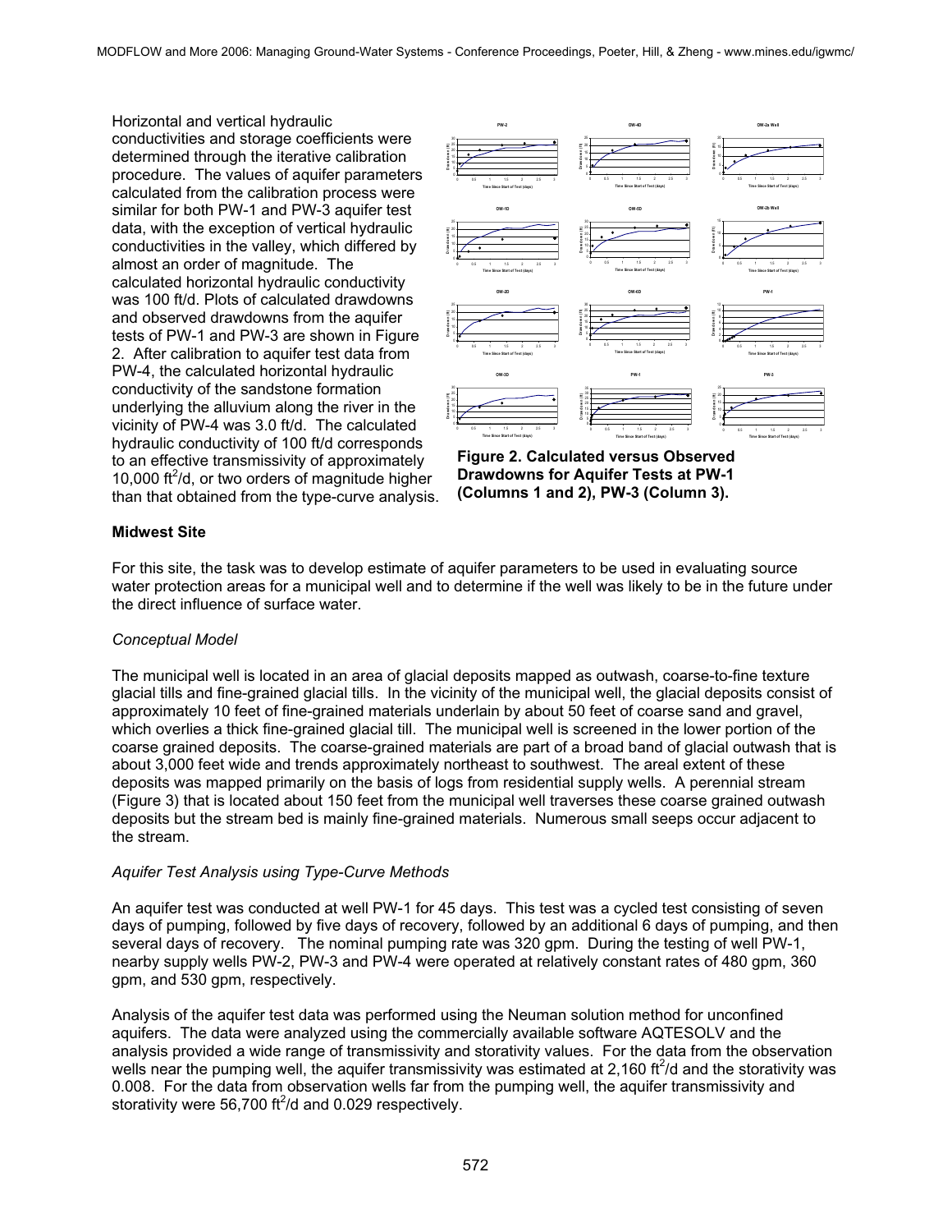Horizontal and vertical hydraulic conductivities and storage coefficients were determined through the iterative calibration procedure. The values of aquifer parameters calculated from the calibration process were similar for both PW-1 and PW-3 aquifer test data, with the exception of vertical hydraulic conductivities in the valley, which differed by almost an order of magnitude. The calculated horizontal hydraulic conductivity was 100 ft/d. Plots of calculated drawdowns and observed drawdowns from the aquifer tests of PW-1 and PW-3 are shown in Figure 2. After calibration to aquifer test data from PW-4, the calculated horizontal hydraulic conductivity of the sandstone formation underlying the alluvium along the river in the vicinity of PW-4 was 3.0 ft/d. The calculated hydraulic conductivity of 100 ft/d corresponds to an effective transmissivity of approximately 10,000 $ft^2$/d, or two orders of magnitude higher than that obtained from the type-curve analysis.

**Figure 2. Calculated versus Observed Drawdowns for Aquifer Tests at PW-1 (Columns 1 and 2), PW-3 (Column 3).**

### Midwest Site

For this site, the task was to develop estimate of aquifer parameters to be used in evaluating source water protection areas for a municipal well and to determine if the well was likely to be in the future under the direct influence of surface water.

*Conceptual Model*

The municipal well is located in an area of glacial deposits mapped as outwash, coarse-to-fine texture glacial tills and fine-grained glacial tills. In the vicinity of the municipal well, the glacial deposits consist of approximately 10 feet of fine-grained materials underlain by about 50 feet of coarse sand and gravel, which overlies a thick fine-grained glacial till. The municipal well is screened in the lower portion of the coarse grained deposits. The coarse-grained materials are part of a broad band of glacial outwash that is about 3,000 feet wide and trends approximately northeast to southwest. The areal extent of these deposits was mapped primarily on the basis of logs from residential supply wells. A perennial stream (Figure 3) that is located about 150 feet from the municipal well traverses these coarse grained outwash deposits but the stream bed is mainly fine-grained materials. Numerous small seeps occur adjacent to the stream.

*Aquifer Test Analysis using Type-Curve Methods*

An aquifer test was conducted at well PW-1 for 45 days. This test was a cycled test consisting of seven days of pumping, followed by five days of recovery, followed by an additional 6 days of pumping, and then several days of recovery. The nominal pumping rate was 320 gpm. During the testing of well PW-1, nearby supply wells PW-2, PW-3 and PW-4 were operated at relatively constant rates of 480 gpm, 360 gpm, and 530 gpm, respectively.

Analysis of the aquifer test data was performed using the Neuman solution method for unconfined aquifers. The data were analyzed using the commercially available software AQTESOLV and the analysis provided a wide range of transmissivity and storativity values. For the data from the observation wells near the pumping well, the aquifer transmissivity was estimated at 2,160 $ft^2$/d and the storativity was 0.008. For the data from observation wells far from the pumping well, the aquifer transmissivity and storativity were 56,700 $ft^2$/d and 0.029 respectively.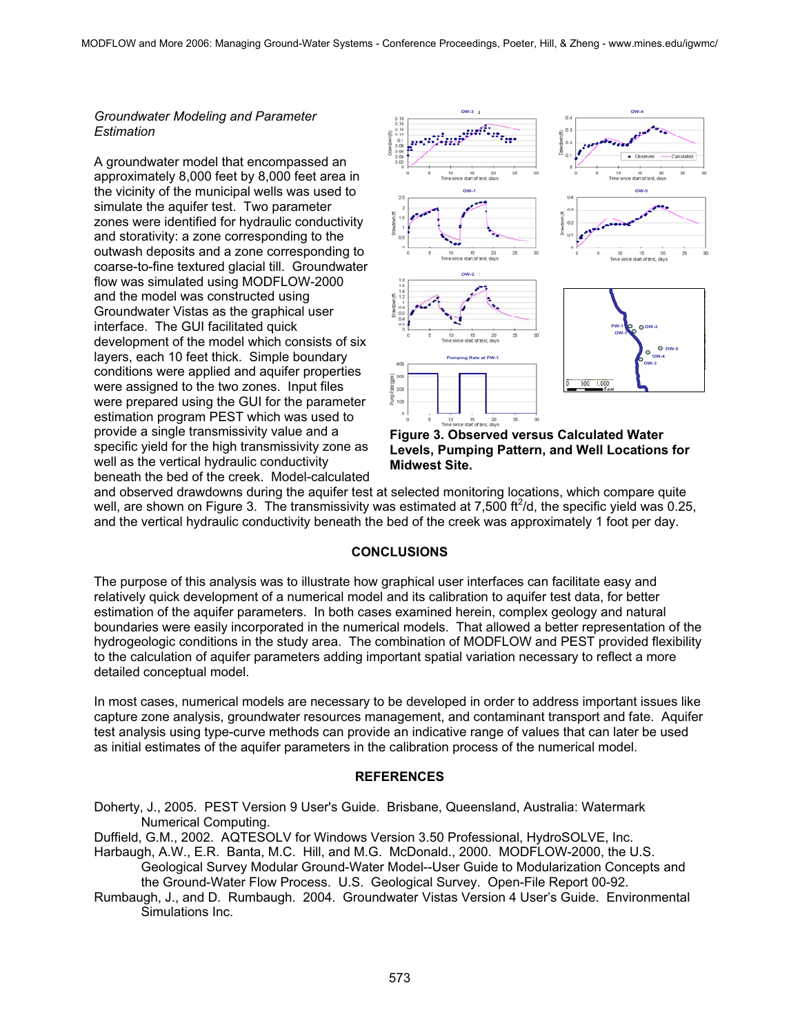*Groundwater Modeling and Parameter Estimation*

A groundwater model that encompassed an approximately 8,000 feet by 8,000 feet area in the vicinity of the municipal wells was used to simulate the aquifer test. Two parameter zones were identified for hydraulic conductivity and storativity: a zone corresponding to the outwash deposits and a zone corresponding to coarse-to-fine textured glacial till. Groundwater flow was simulated using MODFLOW-2000 and the model was constructed using Groundwater Vistas as the graphical user interface. The GUI facilitated quick development of the model which consists of six layers, each 10 feet thick. Simple boundary conditions were applied and aquifer properties were assigned to the two zones. Input files were prepared using the GUI for the parameter estimation program PEST which was used to provide a single transmissivity value and a specific yield for the high transmissivity zone as well as the vertical hydraulic conductivity beneath the bed of the creek. Model-calculated and observed drawdowns during the aquifer test at selected monitoring locations, which compare quite well, are shown on Figure 3. The transmissivity was estimated at 7,500 ft$^2$/d, the specific yield was 0.25, and the vertical hydraulic conductivity beneath the bed of the creek was approximately 1 foot per day.

OW-3
Drawdown (ft)
Time since start of test, days

OW-4
Drawdown (ft)
Observed
Calculated
Time since start of test, days

OW-1
Drawdown (ft)
Time since start of test, days

OW-5
Drawdown (ft)
Time since start of test, days

OW-2
Drawdown (ft)
Time since start of test, days

Pumping Rate at PW-1
Pump Rate (gpm)
Time since start of test, days

PW-1
OW-1
OW-2
OW-5
OW-4
OW-3
0 500 1,000
Feet

**Figure 3. Observed versus Calculated Water Levels, Pumping Pattern, and Well Locations for Midwest Site.**

## CONCLUSIONS

The purpose of this analysis was to illustrate how graphical user interfaces can facilitate easy and relatively quick development of a numerical model and its calibration to aquifer test data, for better estimation of the aquifer parameters. In both cases examined herein, complex geology and natural boundaries were easily incorporated in the numerical models. That allowed a better representation of the hydrogeologic conditions in the study area. The combination of MODFLOW and PEST provided flexibility to the calculation of aquifer parameters adding important spatial variation necessary to reflect a more detailed conceptual model.

In most cases, numerical models are necessary to be developed in order to address important issues like capture zone analysis, groundwater resources management, and contaminant transport and fate. Aquifer test analysis using type-curve methods can provide an indicative range of values that can later be used as initial estimates of the aquifer parameters in the calibration process of the numerical model.

## REFERENCES

Doherty, J., 2005. PEST Version 9 User's Guide. Brisbane, Queensland, Australia: Watermark Numerical Computing.

Duffield, G.M., 2002. AQTESOLV for Windows Version 3.50 Professional, HydroSOLVE, Inc.

Harbaugh, A.W., E.R. Banta, M.C. Hill, and M.G. McDonald., 2000. MODFLOW-2000, the U.S. Geological Survey Modular Ground-Water Model--User Guide to Modularization Concepts and the Ground-Water Flow Process. U.S. Geological Survey. Open-File Report 00-92.

Rumbaugh, J., and D. Rumbaugh. 2004. Groundwater Vistas Version 4 User's Guide. Environmental Simulations Inc.